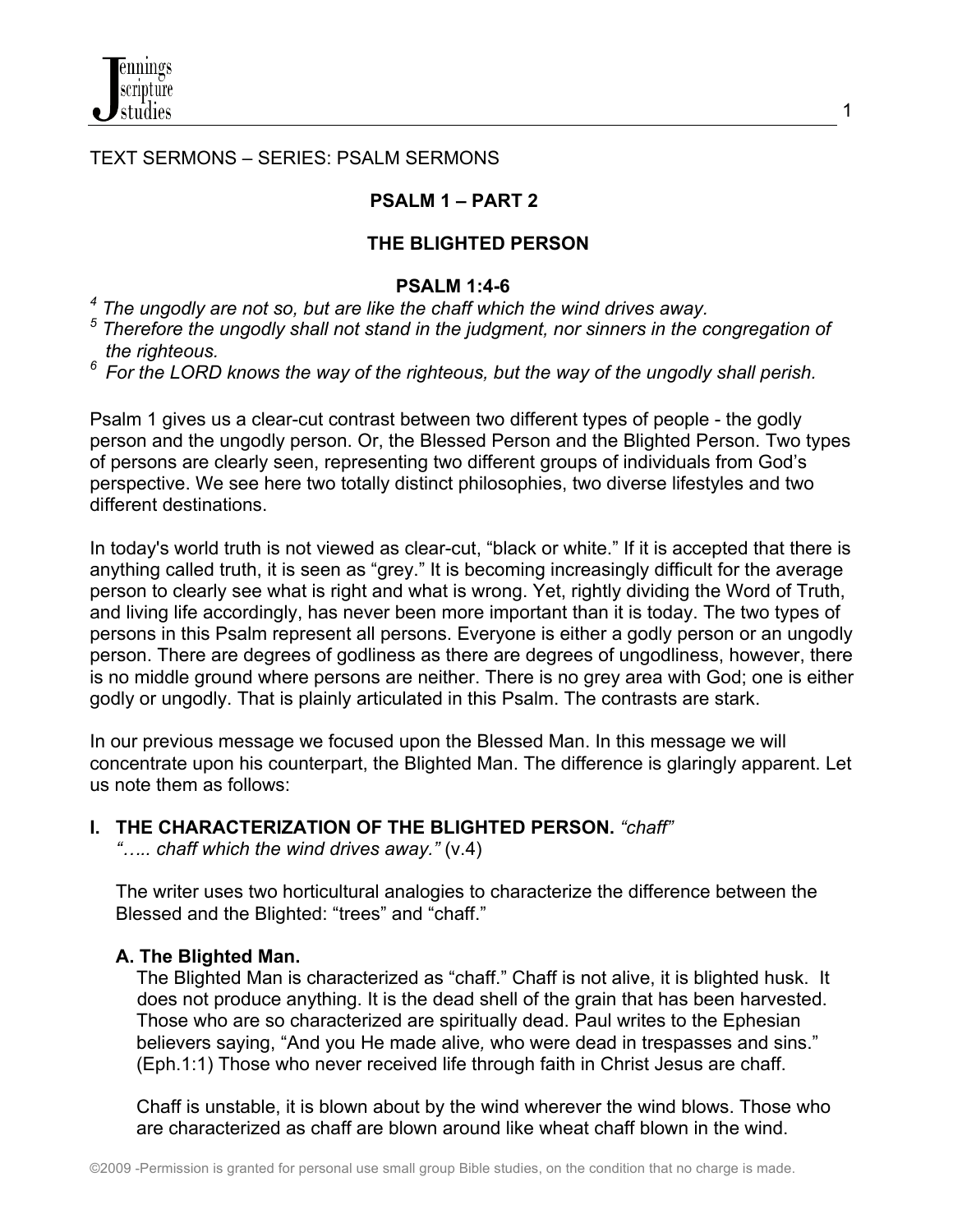TEXT SERMONS – SERIES: PSALM SERMONS

# PSALM 1 – PART 2

## THE BLIGHTED PERSON

### PSALM 1:4-6

*[4] The ungodly are not so, but are like the chaff which the wind drives away.*
*[5] Therefore the ungodly shall not stand in the judgment, nor sinners in the congregation of the righteous.*
*[6] For the LORD knows the way of the righteous, but the way of the ungodly shall perish.*

Psalm 1 gives us a clear-cut contrast between two different types of people - the godly person and the ungodly person. Or, the Blessed Person and the Blighted Person. Two types of persons are clearly seen, representing two different groups of individuals from God's perspective. We see here two totally distinct philosophies, two diverse lifestyles and two different destinations.

In today's world truth is not viewed as clear-cut, "black or white." If it is accepted that there is anything called truth, it is seen as "grey." It is becoming increasingly difficult for the average person to clearly see what is right and what is wrong. Yet, rightly dividing the Word of Truth, and living life accordingly, has never been more important than it is today. The two types of persons in this Psalm represent all persons. Everyone is either a godly person or an ungodly person. There are degrees of godliness as there are degrees of ungodliness, however, there is no middle ground where persons are neither. There is no grey area with God; one is either godly or ungodly. That is plainly articulated in this Psalm. The contrasts are stark.

In our previous message we focused upon the Blessed Man. In this message we will concentrate upon his counterpart, the Blighted Man. The difference is glaringly apparent. Let us note them as follows:

## I. THE CHARACTERIZATION OF THE BLIGHTED PERSON. *"chaff"*

*"….. chaff which the wind drives away."* (v.4)

The writer uses two horticultural analogies to characterize the difference between the Blessed and the Blighted: "trees" and "chaff."

### A. The Blighted Man.

The Blighted Man is characterized as "chaff." Chaff is not alive, it is blighted husk. It does not produce anything. It is the dead shell of the grain that has been harvested. Those who are so characterized are spiritually dead. Paul writes to the Ephesian believers saying, "And you He made alive*,* who were dead in trespasses and sins." (Eph.1:1) Those who never received life through faith in Christ Jesus are chaff.

Chaff is unstable, it is blown about by the wind wherever the wind blows. Those who are characterized as chaff are blown around like wheat chaff blown in the wind.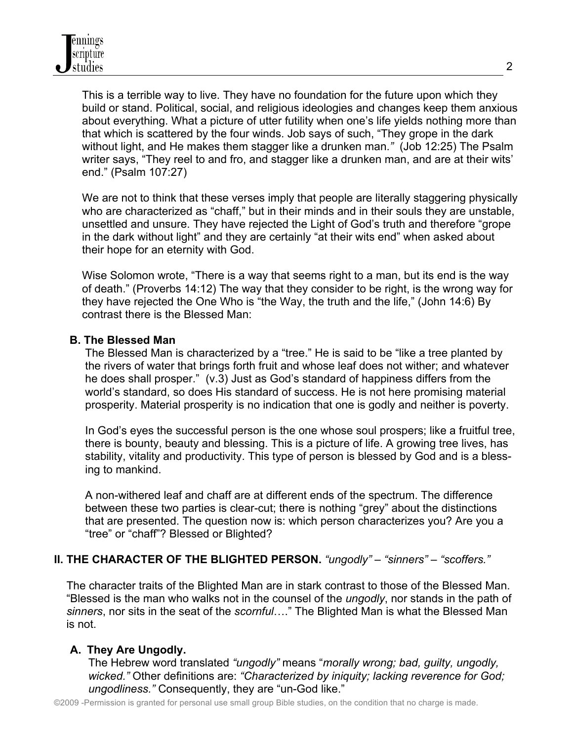This is a terrible way to live. They have no foundation for the future upon which they build or stand. Political, social, and religious ideologies and changes keep them anxious about everything. What a picture of utter futility when one's life yields nothing more than that which is scattered by the four winds. Job says of such, "They grope in the dark without light, and He makes them stagger like a drunken man*."* (Job 12:25) The Psalm writer says, "They reel to and fro, and stagger like a drunken man, and are at their wits' end." (Psalm 107:27)

We are not to think that these verses imply that people are literally staggering physically who are characterized as "chaff," but in their minds and in their souls they are unstable, unsettled and unsure. They have rejected the Light of God's truth and therefore "grope in the dark without light" and they are certainly "at their wits end" when asked about their hope for an eternity with God.

Wise Solomon wrote, "There is a way that seems right to a man, but its end is the way of death." (Proverbs 14:12) The way that they consider to be right, is the wrong way for they have rejected the One Who is "the Way, the truth and the life," (John 14:6) By contrast there is the Blessed Man:

### B. The Blessed Man

The Blessed Man is characterized by a "tree." He is said to be "like a tree planted by the rivers of water that brings forth fruit and whose leaf does not wither; and whatever he does shall prosper." (v.3) Just as God's standard of happiness differs from the world's standard, so does His standard of success. He is not here promising material prosperity. Material prosperity is no indication that one is godly and neither is poverty.

In God's eyes the successful person is the one whose soul prospers; like a fruitful tree, there is bounty, beauty and blessing. This is a picture of life. A growing tree lives, has stability, vitality and productivity. This type of person is blessed by God and is a blessing to mankind.

A non-withered leaf and chaff are at different ends of the spectrum. The difference between these two parties is clear-cut; there is nothing "grey" about the distinctions that are presented. The question now is: which person characterizes you? Are you a "tree" or "chaff"? Blessed or Blighted?

## II. THE CHARACTER OF THE BLIGHTED PERSON. *"ungodly" – "sinners" – "scoffers."*

The character traits of the Blighted Man are in stark contrast to those of the Blessed Man. "Blessed is the man who walks not in the counsel of the *ungodly*, nor stands in the path of *sinners*, nor sits in the seat of the *scornful*…." The Blighted Man is what the Blessed Man is not.

### A. They Are Ungodly.

The Hebrew word translated *"ungodly"* means "*morally wrong; bad, guilty, ungodly, wicked."* Other definitions are: *"Characterized by iniquity; lacking reverence for God; ungodliness."* Consequently, they are "un-God like."

©2009 -Permission is granted for personal use small group Bible studies, on the condition that no charge is made.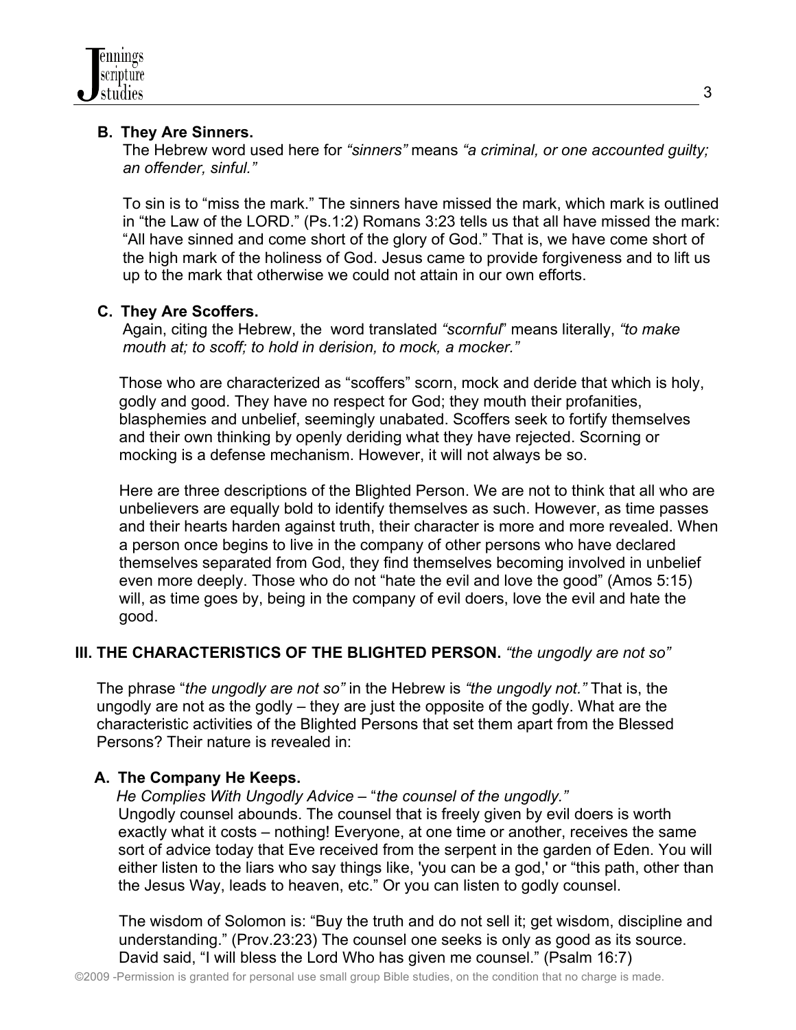### B. They Are Sinners.

The Hebrew word used here for *"sinners"* means *"a criminal, or one accounted guilty; an offender, sinful."*

To sin is to "miss the mark." The sinners have missed the mark, which mark is outlined in "the Law of the LORD." (Ps.1:2) Romans 3:23 tells us that all have missed the mark: "All have sinned and come short of the glory of God." That is, we have come short of the high mark of the holiness of God. Jesus came to provide forgiveness and to lift us up to the mark that otherwise we could not attain in our own efforts.

### C. They Are Scoffers.

Again, citing the Hebrew, the word translated *"scornful"* means literally, *"to make mouth at; to scoff; to hold in derision, to mock, a mocker."*

Those who are characterized as "scoffers" scorn, mock and deride that which is holy, godly and good. They have no respect for God; they mouth their profanities, blasphemies and unbelief, seemingly unabated. Scoffers seek to fortify themselves and their own thinking by openly deriding what they have rejected. Scorning or mocking is a defense mechanism. However, it will not always be so.

Here are three descriptions of the Blighted Person. We are not to think that all who are unbelievers are equally bold to identify themselves as such. However, as time passes and their hearts harden against truth, their character is more and more revealed. When a person once begins to live in the company of other persons who have declared themselves separated from God, they find themselves becoming involved in unbelief even more deeply. Those who do not "hate the evil and love the good" (Amos 5:15) will, as time goes by, being in the company of evil doers, love the evil and hate the good.

## III. THE CHARACTERISTICS OF THE BLIGHTED PERSON. *"the ungodly are not so"*

The phrase "*the ungodly are not so"* in the Hebrew is *"the ungodly not."* That is, the ungodly are not as the godly – they are just the opposite of the godly. What are the characteristic activities of the Blighted Persons that set them apart from the Blessed Persons? Their nature is revealed in:

### A. The Company He Keeps.

*He Complies With Ungodly Advice* – "*the counsel of the ungodly."*

Ungodly counsel abounds. The counsel that is freely given by evil doers is worth exactly what it costs – nothing! Everyone, at one time or another, receives the same sort of advice today that Eve received from the serpent in the garden of Eden. You will either listen to the liars who say things like, 'you can be a god,' or "this path, other than the Jesus Way, leads to heaven, etc." Or you can listen to godly counsel.

The wisdom of Solomon is: "Buy the truth and do not sell it; get wisdom, discipline and understanding." (Prov.23:23) The counsel one seeks is only as good as its source. David said, "I will bless the Lord Who has given me counsel." (Psalm 16:7)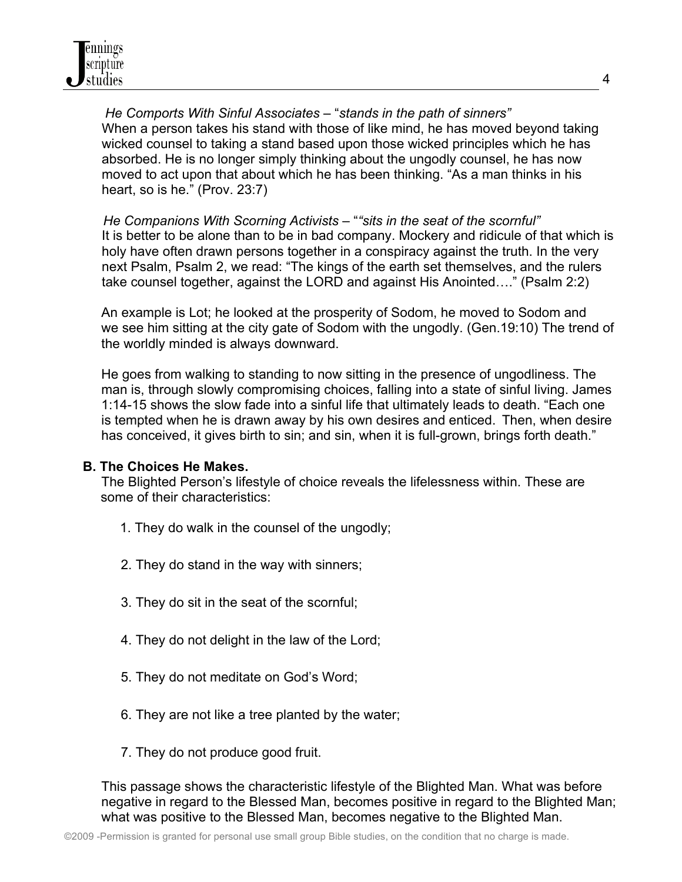*He Comports With Sinful Associates* – "*stands in the path of sinners"*
When a person takes his stand with those of like mind, he has moved beyond taking wicked counsel to taking a stand based upon those wicked principles which he has absorbed. He is no longer simply thinking about the ungodly counsel, he has now moved to act upon that about which he has been thinking. "As a man thinks in his heart, so is he." (Prov. 23:7)

*He Companions With Scorning Activists* – "*"sits in the seat of the scornful"*
It is better to be alone than to be in bad company. Mockery and ridicule of that which is holy have often drawn persons together in a conspiracy against the truth. In the very next Psalm, Psalm 2, we read: "The kings of the earth set themselves, and the rulers take counsel together, against the LORD and against His Anointed…." (Psalm 2:2)

An example is Lot; he looked at the prosperity of Sodom, he moved to Sodom and we see him sitting at the city gate of Sodom with the ungodly. (Gen.19:10) The trend of the worldly minded is always downward.

He goes from walking to standing to now sitting in the presence of ungodliness. The man is, through slowly compromising choices, falling into a state of sinful living. James 1:14-15 shows the slow fade into a sinful life that ultimately leads to death. "Each one is tempted when he is drawn away by his own desires and enticed. Then, when desire has conceived, it gives birth to sin; and sin, when it is full-grown, brings forth death."

**B. The Choices He Makes.**

The Blighted Person's lifestyle of choice reveals the lifelessness within. These are some of their characteristics:

1. They do walk in the counsel of the ungodly;
2. They do stand in the way with sinners;
3. They do sit in the seat of the scornful;
4. They do not delight in the law of the Lord;
5. They do not meditate on God's Word;
6. They are not like a tree planted by the water;
7. They do not produce good fruit.

This passage shows the characteristic lifestyle of the Blighted Man. What was before negative in regard to the Blessed Man, becomes positive in regard to the Blighted Man; what was positive to the Blessed Man, becomes negative to the Blighted Man.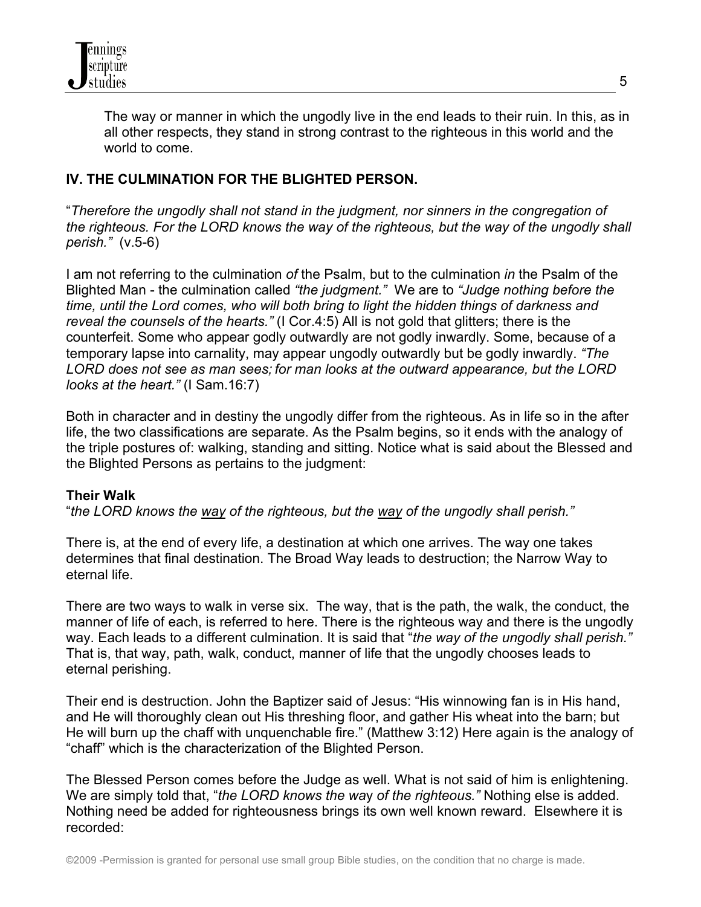The way or manner in which the ungodly live in the end leads to their ruin. In this, as in all other respects, they stand in strong contrast to the righteous in this world and the world to come.

## IV. THE CULMINATION FOR THE BLIGHTED PERSON.

"*Therefore the ungodly shall not stand in the judgment, nor sinners in the congregation of the righteous. For the LORD knows the way of the righteous, but the way of the ungodly shall perish."* (v.5-6)

I am not referring to the culmination *of* the Psalm, but to the culmination *in* the Psalm of the Blighted Man - the culmination called *"the judgment."* We are to *"Judge nothing before the time, until the Lord comes, who will both bring to light the hidden things of darkness and reveal the counsels of the hearts."* (I Cor.4:5) All is not gold that glitters; there is the counterfeit. Some who appear godly outwardly are not godly inwardly. Some, because of a temporary lapse into carnality, may appear ungodly outwardly but be godly inwardly. *"The LORD does not see as man sees; for man looks at the outward appearance, but the LORD looks at the heart."* (I Sam.16:7)

Both in character and in destiny the ungodly differ from the righteous. As in life so in the after life, the two classifications are separate. As the Psalm begins, so it ends with the analogy of the triple postures of: walking, standing and sitting. Notice what is said about the Blessed and the Blighted Persons as pertains to the judgment:

**Their Walk**

"*the LORD knows the way of the righteous, but the way of the ungodly shall perish."*

There is, at the end of every life, a destination at which one arrives. The way one takes determines that final destination. The Broad Way leads to destruction; the Narrow Way to eternal life.

There are two ways to walk in verse six. The way, that is the path, the walk, the conduct, the manner of life of each, is referred to here. There is the righteous way and there is the ungodly way. Each leads to a different culmination. It is said that "*the way of the ungodly shall perish."* That is, that way, path, walk, conduct, manner of life that the ungodly chooses leads to eternal perishing.

Their end is destruction. John the Baptizer said of Jesus: "His winnowing fan is in His hand, and He will thoroughly clean out His threshing floor, and gather His wheat into the barn; but He will burn up the chaff with unquenchable fire." (Matthew 3:12) Here again is the analogy of "chaff" which is the characterization of the Blighted Person.

The Blessed Person comes before the Judge as well. What is not said of him is enlightening. We are simply told that, "*the LORD knows the way of the righteous."* Nothing else is added. Nothing need be added for righteousness brings its own well known reward. Elsewhere it is recorded: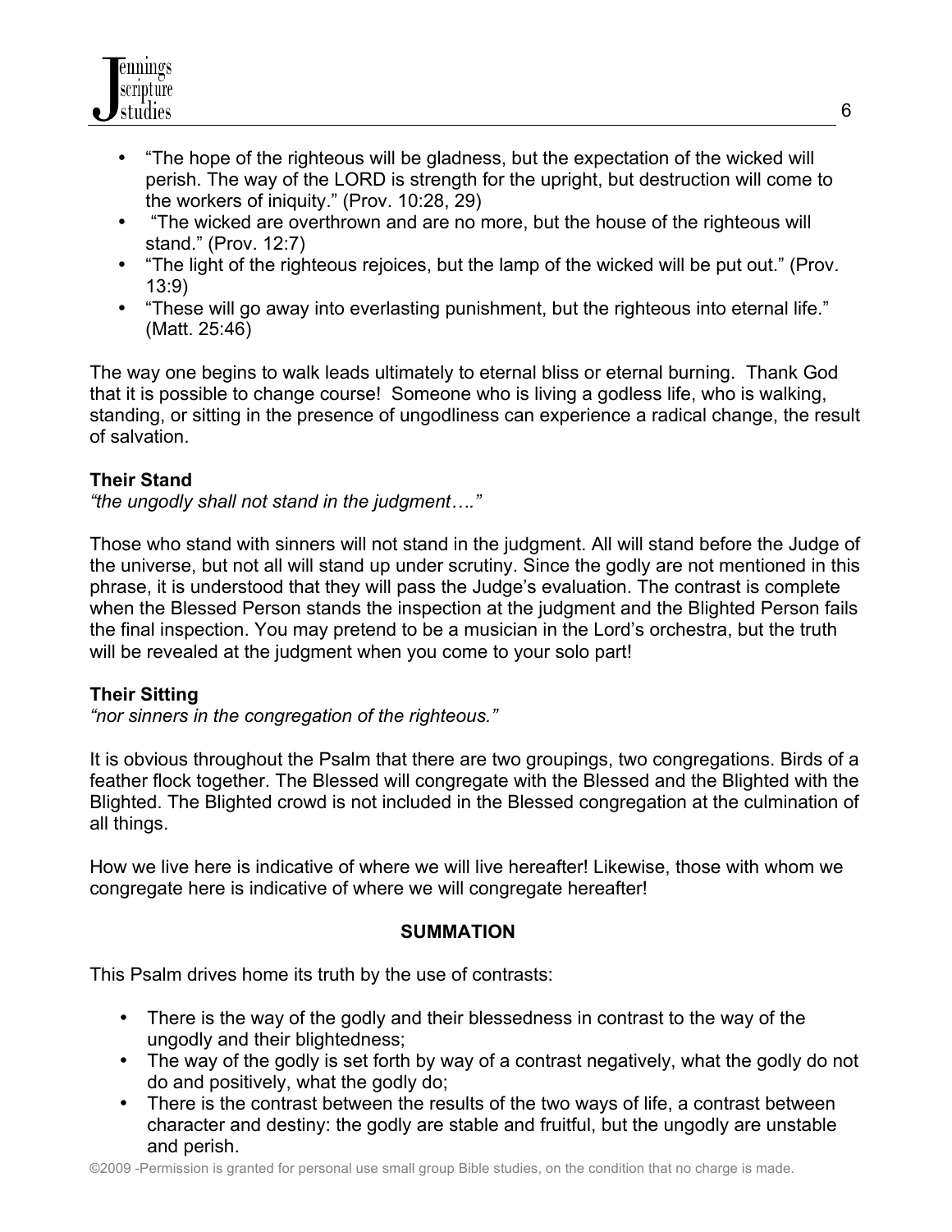- "The hope of the righteous will be gladness, but the expectation of the wicked will perish. The way of the LORD is strength for the upright, but destruction will come to the workers of iniquity." (Prov. 10:28, 29)
- "The wicked are overthrown and are no more, but the house of the righteous will stand." (Prov. 12:7)
- "The light of the righteous rejoices, but the lamp of the wicked will be put out." (Prov. 13:9)
- "These will go away into everlasting punishment, but the righteous into eternal life." (Matt. 25:46)

The way one begins to walk leads ultimately to eternal bliss or eternal burning. Thank God that it is possible to change course! Someone who is living a godless life, who is walking, standing, or sitting in the presence of ungodliness can experience a radical change, the result of salvation.

**Their Stand**
*"the ungodly shall not stand in the judgment…."*

Those who stand with sinners will not stand in the judgment. All will stand before the Judge of the universe, but not all will stand up under scrutiny. Since the godly are not mentioned in this phrase, it is understood that they will pass the Judge's evaluation. The contrast is complete when the Blessed Person stands the inspection at the judgment and the Blighted Person fails the final inspection. You may pretend to be a musician in the Lord's orchestra, but the truth will be revealed at the judgment when you come to your solo part!

**Their Sitting**
*"nor sinners in the congregation of the righteous."*

It is obvious throughout the Psalm that there are two groupings, two congregations. Birds of a feather flock together. The Blessed will congregate with the Blessed and the Blighted with the Blighted. The Blighted crowd is not included in the Blessed congregation at the culmination of all things.

How we live here is indicative of where we will live hereafter! Likewise, those with whom we congregate here is indicative of where we will congregate hereafter!

## SUMMATION

This Psalm drives home its truth by the use of contrasts:

- There is the way of the godly and their blessedness in contrast to the way of the ungodly and their blightedness;
- The way of the godly is set forth by way of a contrast negatively, what the godly do not do and positively, what the godly do;
- There is the contrast between the results of the two ways of life, a contrast between character and destiny: the godly are stable and fruitful, but the ungodly are unstable and perish.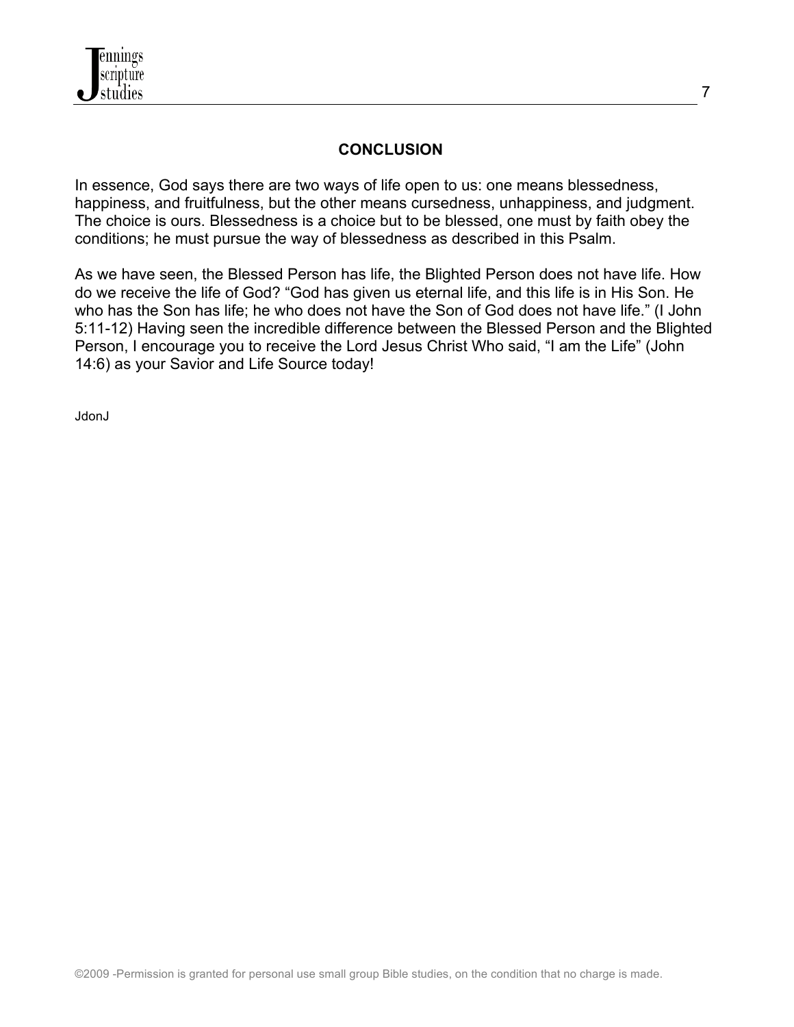## CONCLUSION

In essence, God says there are two ways of life open to us: one means blessedness, happiness, and fruitfulness, but the other means cursedness, unhappiness, and judgment. The choice is ours. Blessedness is a choice but to be blessed, one must by faith obey the conditions; he must pursue the way of blessedness as described in this Psalm.

As we have seen, the Blessed Person has life, the Blighted Person does not have life. How do we receive the life of God? "God has given us eternal life, and this life is in His Son. He who has the Son has life; he who does not have the Son of God does not have life." (I John 5:11-12) Having seen the incredible difference between the Blessed Person and the Blighted Person, I encourage you to receive the Lord Jesus Christ Who said, "I am the Life" (John 14:6) as your Savior and Life Source today!

JdonJ

©2009 -Permission is granted for personal use small group Bible studies, on the condition that no charge is made.